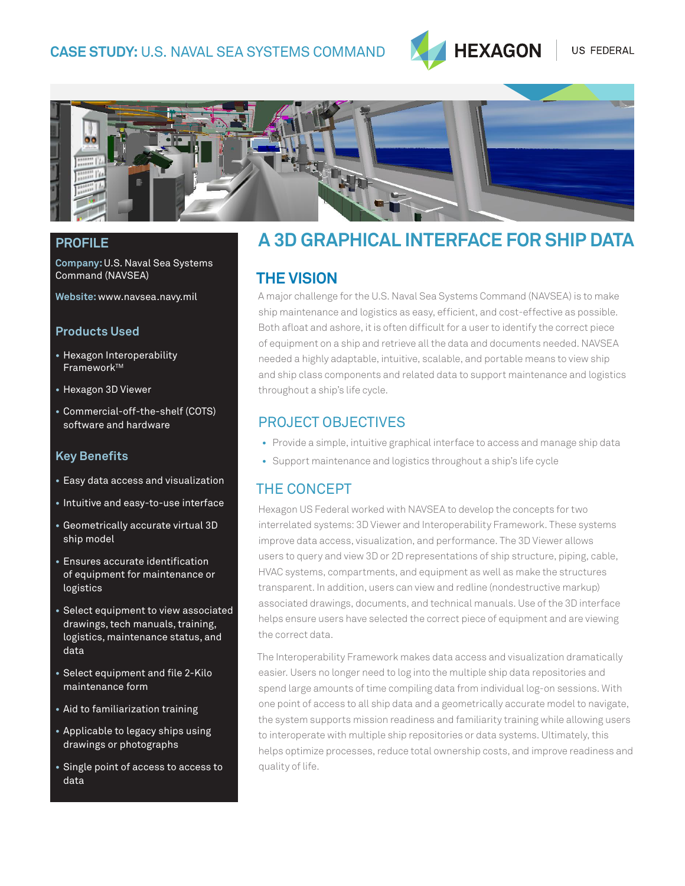# CASE STUDY: U.S. NAVAL SEA SYSTEMS COMMAND

HEXAGON | US FEDERAL

## PROFILE

**Company:** U.S. Naval Sea Systems Command (NAVSEA)

**Website:** www.navsea.navy.mil

### Products Used

- Hexagon Interoperability Framework™
- Hexagon 3D Viewer
- Commercial-off-the-shelf (COTS) software and hardware

### Key Benefits

- Easy data access and visualization
- Intuitive and easy-to-use interface
- Geometrically accurate virtual 3D ship model
- Ensures accurate identification of equipment for maintenance or logistics
- Select equipment to view associated drawings, tech manuals, training, logistics, maintenance status, and data
- Select equipment and file 2-Kilo maintenance form
- Aid to familiarization training
- Applicable to legacy ships using drawings or photographs
- Single point of access to access to data

# A 3D GRAPHICAL INTERFACE FOR SHIP DATA

## THE VISION

A major challenge for the U.S. Naval Sea Systems Command (NAVSEA) is to make ship maintenance and logistics as easy, efficient, and cost-effective as possible. Both afloat and ashore, it is often difficult for a user to identify the correct piece of equipment on a ship and retrieve all the data and documents needed. NAVSEA needed a highly adaptable, intuitive, scalable, and portable means to view ship and ship class components and related data to support maintenance and logistics throughout a ship's life cycle.

## PROJECT OBJECTIVES

- Provide a simple, intuitive graphical interface to access and manage ship data
- Support maintenance and logistics throughout a ship's life cycle

## THE CONCEPT

Hexagon US Federal worked with NAVSEA to develop the concepts for two interrelated systems: 3D Viewer and Interoperability Framework. These systems improve data access, visualization, and performance. The 3D Viewer allows users to query and view 3D or 2D representations of ship structure, piping, cable, HVAC systems, compartments, and equipment as well as make the structures transparent. In addition, users can view and redline (nondestructive markup) associated drawings, documents, and technical manuals. Use of the 3D interface helps ensure users have selected the correct piece of equipment and are viewing the correct data.

The Interoperability Framework makes data access and visualization dramatically easier. Users no longer need to log into the multiple ship data repositories and spend large amounts of time compiling data from individual log-on sessions. With one point of access to all ship data and a geometrically accurate model to navigate, the system supports mission readiness and familiarity training while allowing users to interoperate with multiple ship repositories or data systems. Ultimately, this helps optimize processes, reduce total ownership costs, and improve readiness and quality of life.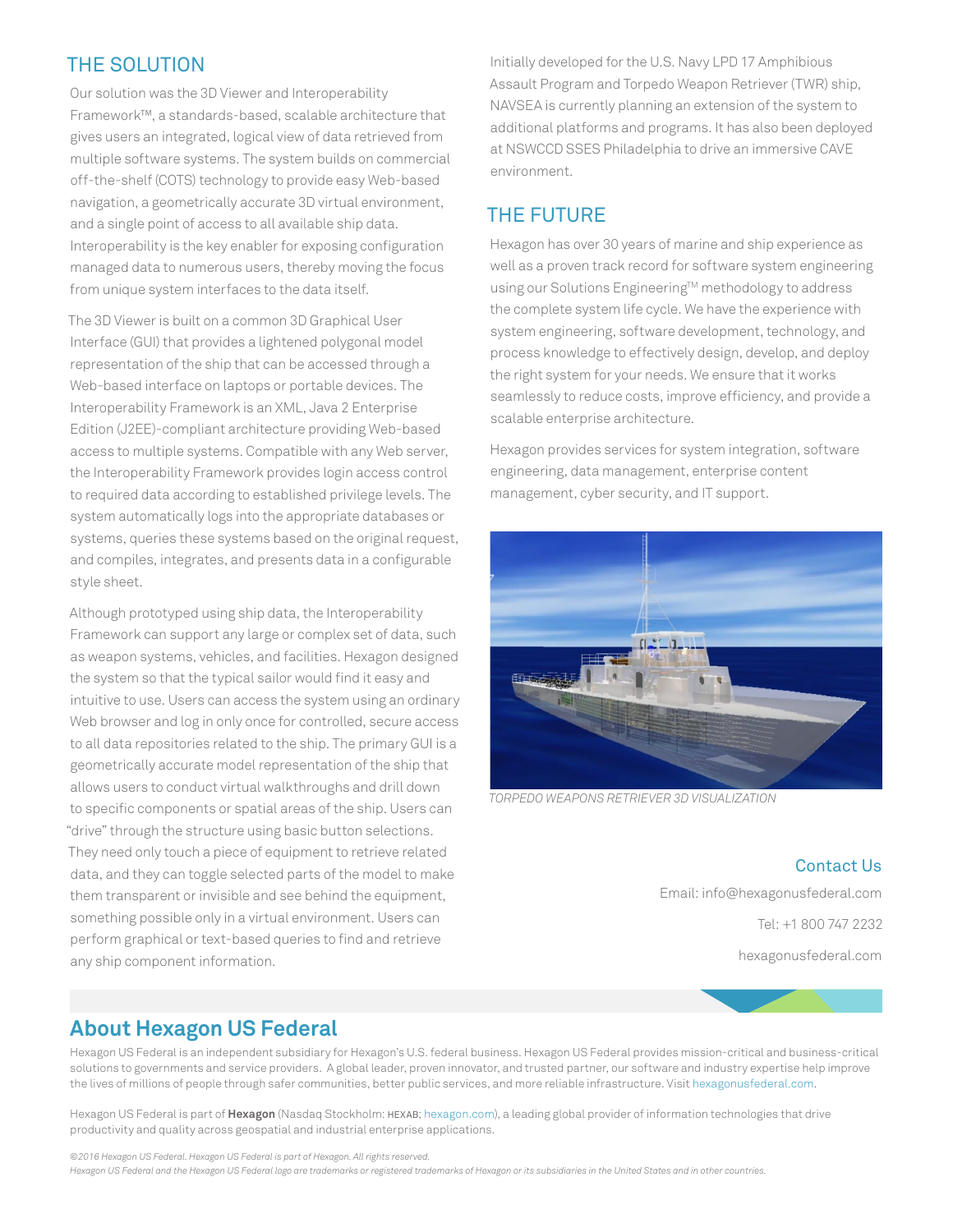## THE SOLUTION

Our solution was the 3D Viewer and Interoperability Framework™, a standards-based, scalable architecture that gives users an integrated, logical view of data retrieved from multiple software systems. The system builds on commercial off-the-shelf (COTS) technology to provide easy Web-based navigation, a geometrically accurate 3D virtual environment, and a single point of access to all available ship data. Interoperability is the key enabler for exposing configuration managed data to numerous users, thereby moving the focus from unique system interfaces to the data itself.

The 3D Viewer is built on a common 3D Graphical User Interface (GUI) that provides a lightened polygonal model representation of the ship that can be accessed through a Web-based interface on laptops or portable devices. The Interoperability Framework is an XML, Java 2 Enterprise Edition (J2EE)-compliant architecture providing Web-based access to multiple systems. Compatible with any Web server, the Interoperability Framework provides login access control to required data according to established privilege levels. The system automatically logs into the appropriate databases or systems, queries these systems based on the original request, and compiles, integrates, and presents data in a configurable style sheet.

Although prototyped using ship data, the Interoperability Framework can support any large or complex set of data, such as weapon systems, vehicles, and facilities. Hexagon designed the system so that the typical sailor would find it easy and intuitive to use. Users can access the system using an ordinary Web browser and log in only once for controlled, secure access to all data repositories related to the ship. The primary GUI is a geometrically accurate model representation of the ship that allows users to conduct virtual walkthroughs and drill down to specific components or spatial areas of the ship. Users can "drive" through the structure using basic button selections. They need only touch a piece of equipment to retrieve related data, and they can toggle selected parts of the model to make them transparent or invisible and see behind the equipment, something possible only in a virtual environment. Users can perform graphical or text-based queries to find and retrieve any ship component information.

Initially developed for the U.S. Navy LPD 17 Amphibious Assault Program and Torpedo Weapon Retriever (TWR) ship, NAVSEA is currently planning an extension of the system to additional platforms and programs. It has also been deployed at NSWCCD SSES Philadelphia to drive an immersive CAVE environment.

## THE FUTURE

Hexagon has over 30 years of marine and ship experience as well as a proven track record for software system engineering using our Solutions Engineering™ methodology to address the complete system life cycle. We have the experience with system engineering, software development, technology, and process knowledge to effectively design, develop, and deploy the right system for your needs. We ensure that it works seamlessly to reduce costs, improve efficiency, and provide a scalable enterprise architecture.

Hexagon provides services for system integration, software engineering, data management, enterprise content management, cyber security, and IT support.

*TORPEDO WEAPONS RETRIEVER 3D VISUALIZATION*

### Contact Us

Email: info@hexagonusfederal.com

Tel: +1 800 747 2232

hexagonusfederal.com

## About Hexagon US Federal

Hexagon US Federal is an independent subsidiary for Hexagon's U.S. federal business. Hexagon US Federal provides mission-critical and business-critical solutions to governments and service providers. A global leader, proven innovator, and trusted partner, our software and industry expertise help improve the lives of millions of people through safer communities, better public services, and more reliable infrastructure. Visit hexagonusfederal.com.

Hexagon US Federal is part of **Hexagon** (Nasdaq Stockholm: HEXAB; hexagon.com), a leading global provider of information technologies that drive productivity and quality across geospatial and industrial enterprise applications.

*©2016 Hexagon US Federal. Hexagon US Federal is part of Hexagon. All rights reserved.*
*Hexagon US Federal and the Hexagon US Federal logo are trademarks or registered trademarks of Hexagon or its subsidiaries in the United States and in other countries.*